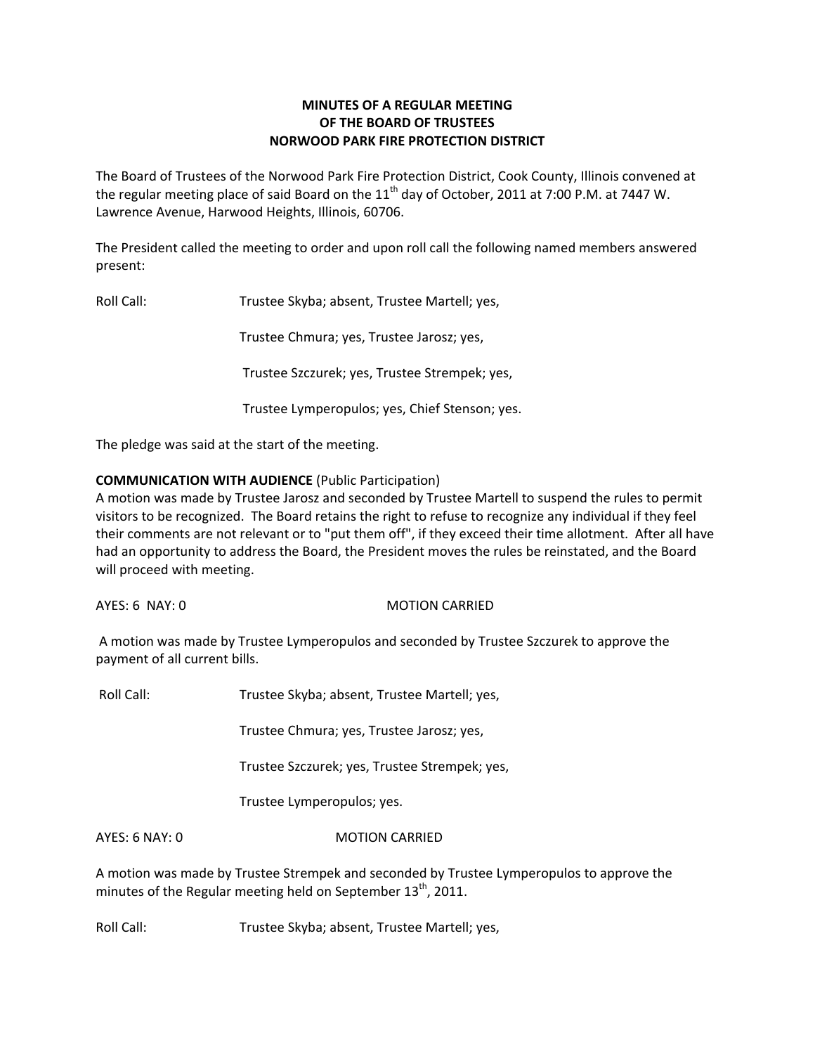**MINUTES OF A REGULAR MEETING**
**OF THE BOARD OF TRUSTEES**
**NORWOOD PARK FIRE PROTECTION DISTRICT**

The Board of Trustees of the Norwood Park Fire Protection District, Cook County, Illinois convened at the regular meeting place of said Board on the 11th day of October, 2011 at 7:00 P.M. at 7447 W. Lawrence Avenue, Harwood Heights, Illinois, 60706.

The President called the meeting to order and upon roll call the following named members answered present:

Roll Call: Trustee Skyba; absent, Trustee Martell; yes,

Trustee Chmura; yes, Trustee Jarosz; yes,

Trustee Szczurek; yes, Trustee Strempek; yes,

Trustee Lymperopulos; yes, Chief Stenson; yes.

The pledge was said at the start of the meeting.

**COMMUNICATION WITH AUDIENCE** (Public Participation)
A motion was made by Trustee Jarosz and seconded by Trustee Martell to suspend the rules to permit visitors to be recognized. The Board retains the right to refuse to recognize any individual if they feel their comments are not relevant or to "put them off", if they exceed their time allotment. After all have had an opportunity to address the Board, the President moves the rules be reinstated, and the Board will proceed with meeting.

AYES: 6 NAY: 0 MOTION CARRIED

A motion was made by Trustee Lymperopulos and seconded by Trustee Szczurek to approve the payment of all current bills.

Roll Call: Trustee Skyba; absent, Trustee Martell; yes,

Trustee Chmura; yes, Trustee Jarosz; yes,

Trustee Szczurek; yes, Trustee Strempek; yes,

Trustee Lymperopulos; yes.

AYES: 6 NAY: 0 MOTION CARRIED

A motion was made by Trustee Strempek and seconded by Trustee Lymperopulos to approve the minutes of the Regular meeting held on September 13th, 2011.

Roll Call: Trustee Skyba; absent, Trustee Martell; yes,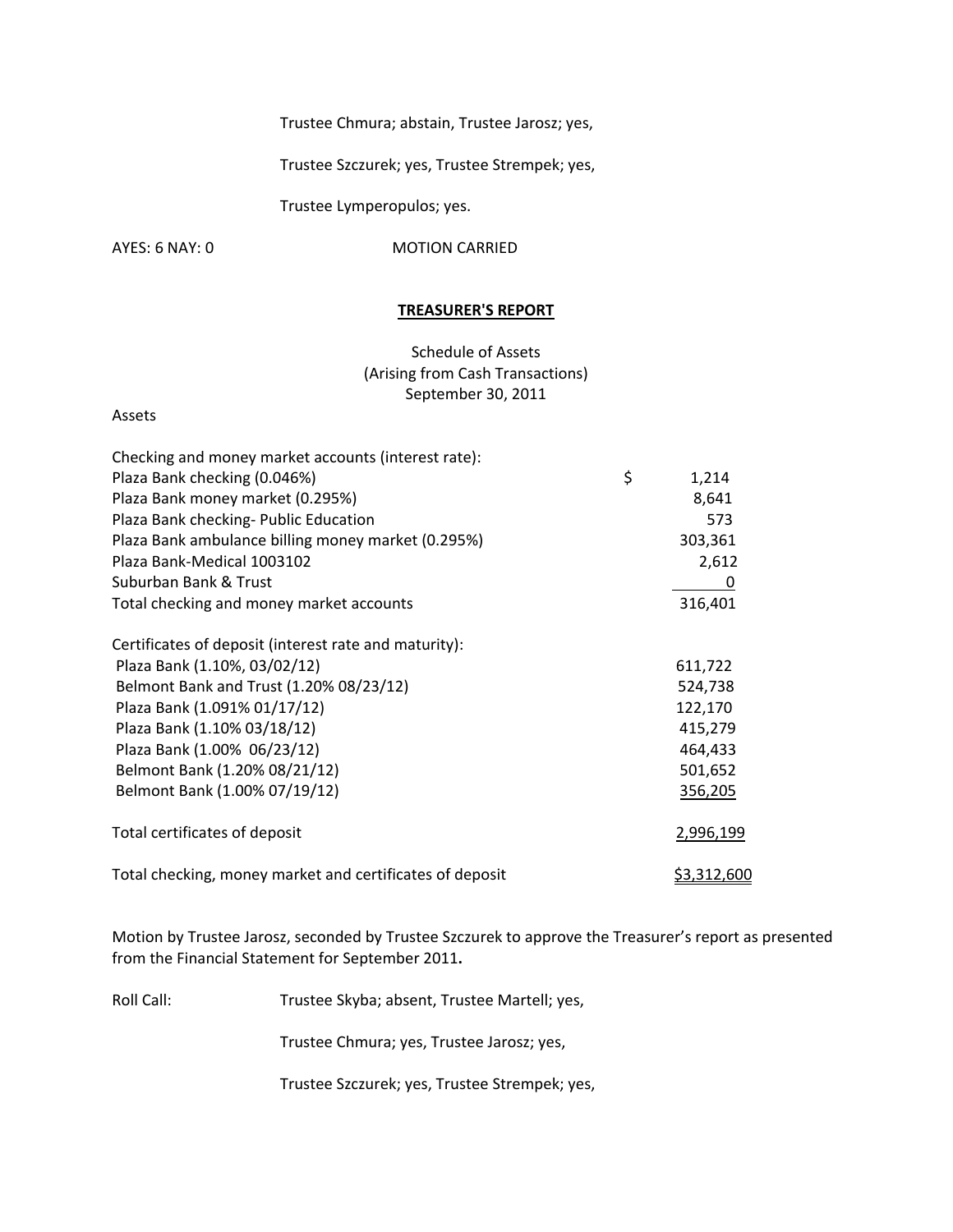Trustee Chmura; abstain, Trustee Jarosz; yes,

Trustee Szczurek; yes, Trustee Strempek; yes,

Trustee Lymperopulos; yes.

AYES: 6 NAY: 0 MOTION CARRIED

## **TREASURER'S REPORT**

Schedule of Assets
(Arising from Cash Transactions)
September 30, 2011

Assets

| | |
|---|---|
| Checking and money market accounts (interest rate): | |
| Plaza Bank checking (0.046%) | $ 1,214 |
| Plaza Bank money market (0.295%) | 8,641 |
| Plaza Bank checking- Public Education | 573 |
| Plaza Bank ambulance billing money market (0.295%) | 303,361 |
| Plaza Bank-Medical 1003102 | 2,612 |
| Suburban Bank & Trust | 0 |
| Total checking and money market accounts | 316,401 |
| | |
| Certificates of deposit (interest rate and maturity): | |
| Plaza Bank (1.10%, 03/02/12) | 611,722 |
| Belmont Bank and Trust (1.20% 08/23/12) | 524,738 |
| Plaza Bank (1.091% 01/17/12) | 122,170 |
| Plaza Bank (1.10% 03/18/12) | 415,279 |
| Plaza Bank (1.00% 06/23/12) | 464,433 |
| Belmont Bank (1.20% 08/21/12) | 501,652 |
| Belmont Bank (1.00% 07/19/12) | 356,205 |
| | |
| Total certificates of deposit | 2,996,199 |
| | |
| Total checking, money market and certificates of deposit | $3,312,600 |

Motion by Trustee Jarosz, seconded by Trustee Szczurek to approve the Treasurer's report as presented from the Financial Statement for September 2011.

Roll Call: Trustee Skyba; absent, Trustee Martell; yes,

Trustee Chmura; yes, Trustee Jarosz; yes,

Trustee Szczurek; yes, Trustee Strempek; yes,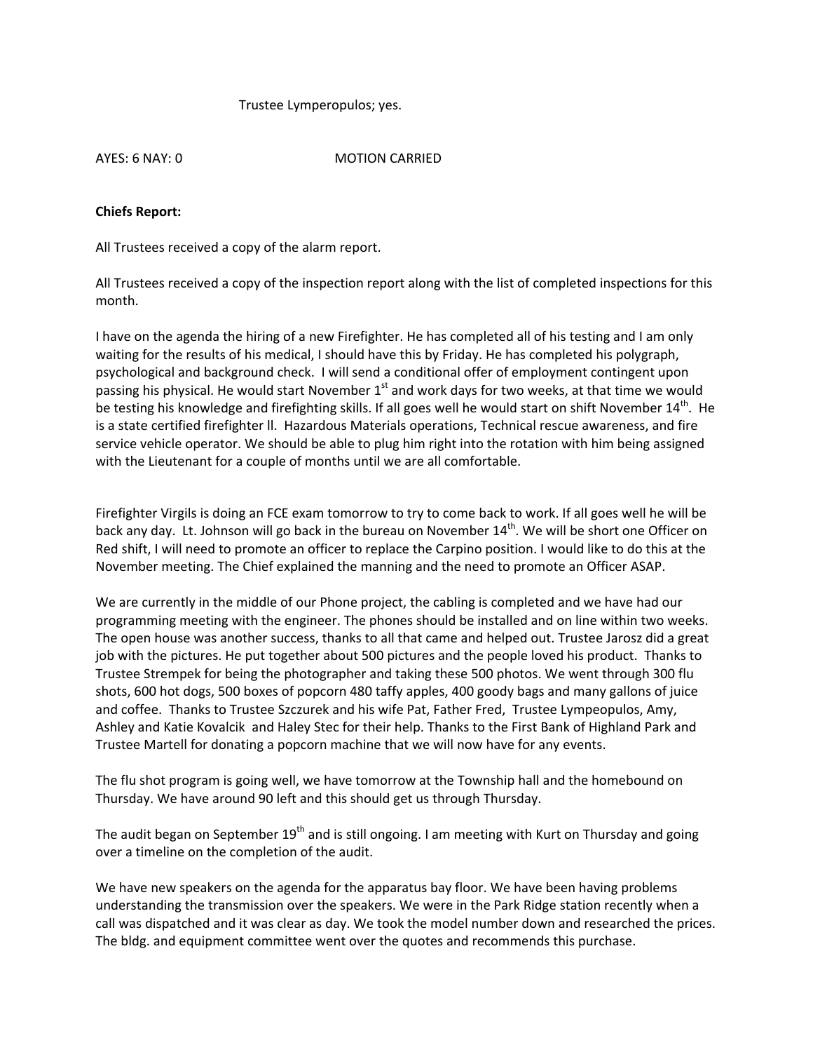Trustee Lymperopulos; yes.

AYES: 6 NAY: 0 MOTION CARRIED

**Chiefs Report:**

All Trustees received a copy of the alarm report.

All Trustees received a copy of the inspection report along with the list of completed inspections for this month.

I have on the agenda the hiring of a new Firefighter. He has completed all of his testing and I am only waiting for the results of his medical, I should have this by Friday. He has completed his polygraph, psychological and background check. I will send a conditional offer of employment contingent upon passing his physical. He would start November 1st and work days for two weeks, at that time we would be testing his knowledge and firefighting skills. If all goes well he would start on shift November 14th. He is a state certified firefighter ll. Hazardous Materials operations, Technical rescue awareness, and fire service vehicle operator. We should be able to plug him right into the rotation with him being assigned with the Lieutenant for a couple of months until we are all comfortable.

Firefighter Virgils is doing an FCE exam tomorrow to try to come back to work. If all goes well he will be back any day. Lt. Johnson will go back in the bureau on November 14th. We will be short one Officer on Red shift, I will need to promote an officer to replace the Carpino position. I would like to do this at the November meeting. The Chief explained the manning and the need to promote an Officer ASAP.

We are currently in the middle of our Phone project, the cabling is completed and we have had our programming meeting with the engineer. The phones should be installed and on line within two weeks. The open house was another success, thanks to all that came and helped out. Trustee Jarosz did a great job with the pictures. He put together about 500 pictures and the people loved his product. Thanks to Trustee Strempek for being the photographer and taking these 500 photos. We went through 300 flu shots, 600 hot dogs, 500 boxes of popcorn 480 taffy apples, 400 goody bags and many gallons of juice and coffee. Thanks to Trustee Szczurek and his wife Pat, Father Fred, Trustee Lympeopulos, Amy, Ashley and Katie Kovalcik and Haley Stec for their help. Thanks to the First Bank of Highland Park and Trustee Martell for donating a popcorn machine that we will now have for any events.

The flu shot program is going well, we have tomorrow at the Township hall and the homebound on Thursday. We have around 90 left and this should get us through Thursday.

The audit began on September 19th and is still ongoing. I am meeting with Kurt on Thursday and going over a timeline on the completion of the audit.

We have new speakers on the agenda for the apparatus bay floor. We have been having problems understanding the transmission over the speakers. We were in the Park Ridge station recently when a call was dispatched and it was clear as day. We took the model number down and researched the prices. The bldg. and equipment committee went over the quotes and recommends this purchase.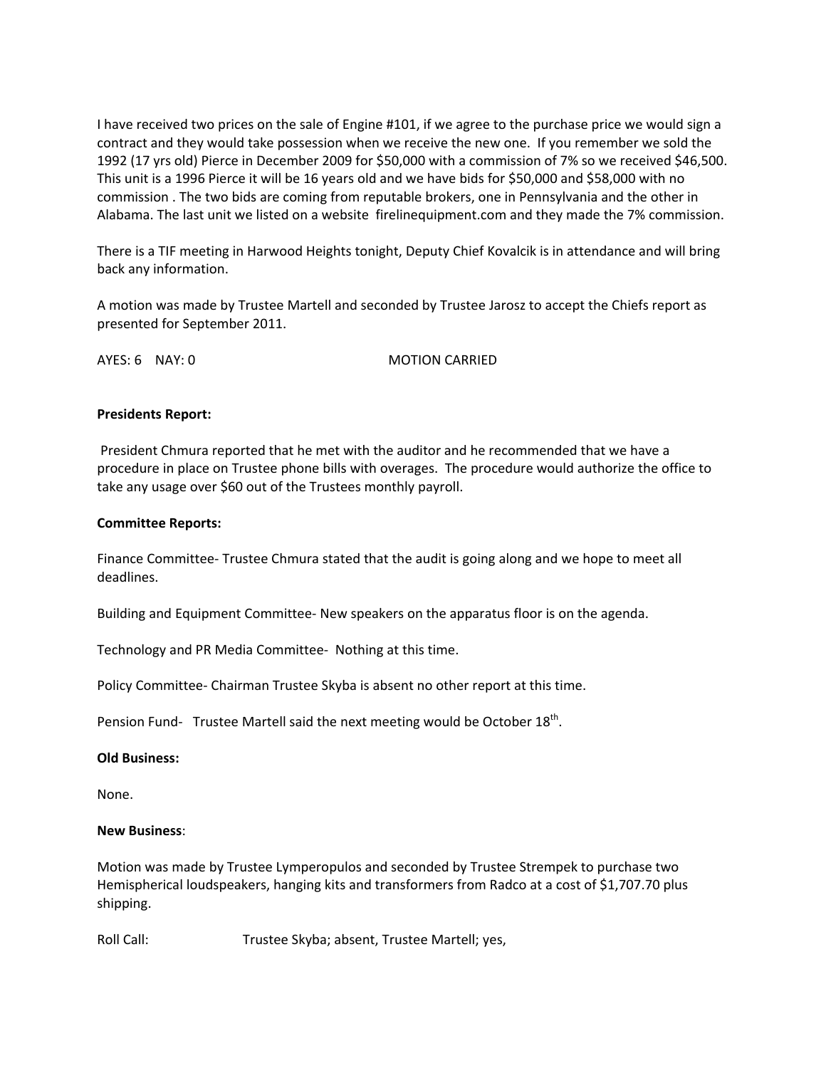I have received two prices on the sale of Engine #101, if we agree to the purchase price we would sign a contract and they would take possession when we receive the new one. If you remember we sold the 1992 (17 yrs old) Pierce in December 2009 for $50,000 with a commission of 7% so we received $46,500. This unit is a 1996 Pierce it will be 16 years old and we have bids for $50,000 and $58,000 with no commission . The two bids are coming from reputable brokers, one in Pennsylvania and the other in Alabama. The last unit we listed on a website firelinequipment.com and they made the 7% commission.

There is a TIF meeting in Harwood Heights tonight, Deputy Chief Kovalcik is in attendance and will bring back any information.

A motion was made by Trustee Martell and seconded by Trustee Jarosz to accept the Chiefs report as presented for September 2011.

AYES: 6 NAY: 0 MOTION CARRIED

**Presidents Report:**

President Chmura reported that he met with the auditor and he recommended that we have a procedure in place on Trustee phone bills with overages. The procedure would authorize the office to take any usage over $60 out of the Trustees monthly payroll.

**Committee Reports:**

Finance Committee- Trustee Chmura stated that the audit is going along and we hope to meet all deadlines.

Building and Equipment Committee- New speakers on the apparatus floor is on the agenda.

Technology and PR Media Committee- Nothing at this time.

Policy Committee- Chairman Trustee Skyba is absent no other report at this time.

Pension Fund- Trustee Martell said the next meeting would be October 18th.

**Old Business:**

None.

**New Business**:

Motion was made by Trustee Lymperopulos and seconded by Trustee Strempek to purchase two Hemispherical loudspeakers, hanging kits and transformers from Radco at a cost of $1,707.70 plus shipping.

Roll Call: Trustee Skyba; absent, Trustee Martell; yes,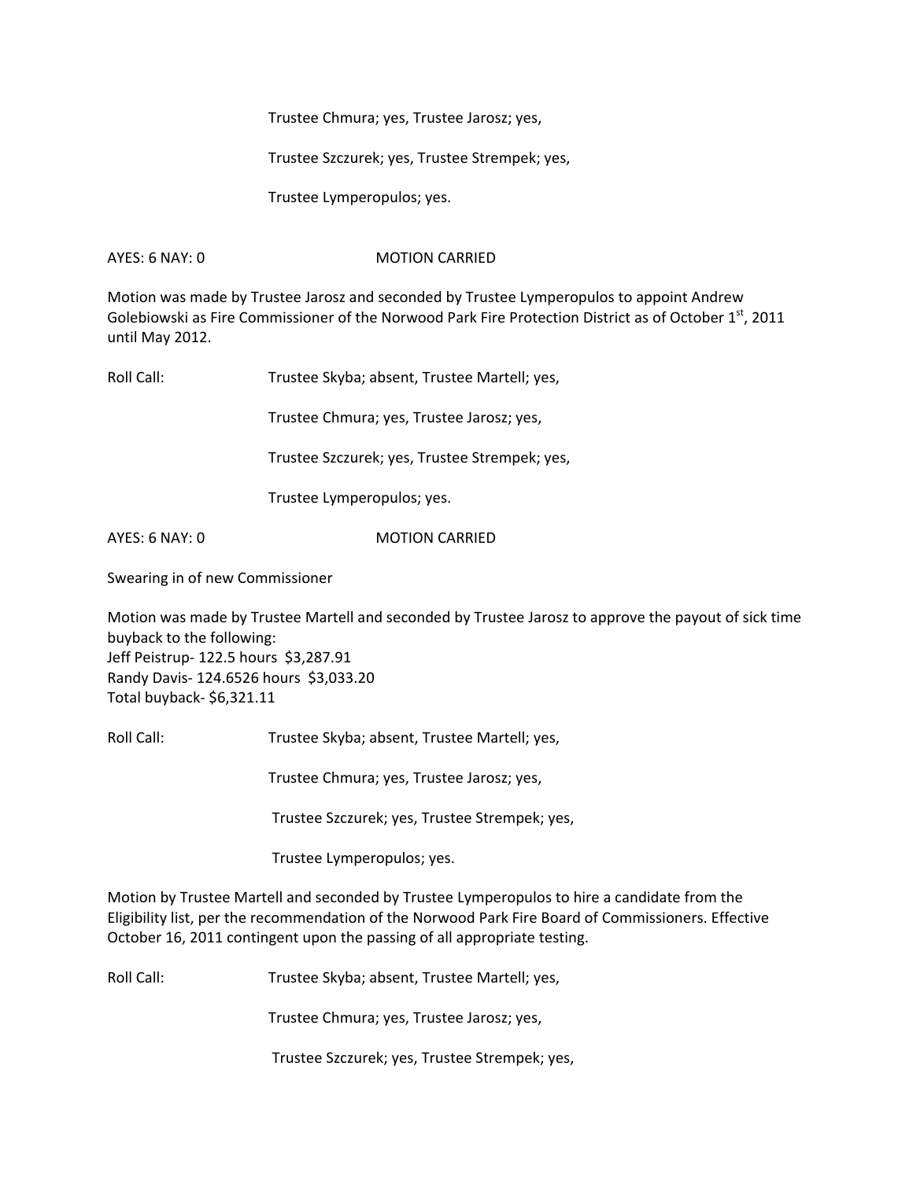Trustee Chmura; yes, Trustee Jarosz; yes,

Trustee Szczurek; yes, Trustee Strempek; yes,

Trustee Lymperopulos; yes.

AYES: 6 NAY: 0 MOTION CARRIED

Motion was made by Trustee Jarosz and seconded by Trustee Lymperopulos to appoint Andrew Golebiowski as Fire Commissioner of the Norwood Park Fire Protection District as of October 1st, 2011 until May 2012.

Roll Call: Trustee Skyba; absent, Trustee Martell; yes,

Trustee Chmura; yes, Trustee Jarosz; yes,

Trustee Szczurek; yes, Trustee Strempek; yes,

Trustee Lymperopulos; yes.

AYES: 6 NAY: 0 MOTION CARRIED

Swearing in of new Commissioner

Motion was made by Trustee Martell and seconded by Trustee Jarosz to approve the payout of sick time buyback to the following:
Jeff Peistrup- 122.5 hours $3,287.91
Randy Davis- 124.6526 hours $3,033.20
Total buyback- $6,321.11

Roll Call: Trustee Skyba; absent, Trustee Martell; yes,

Trustee Chmura; yes, Trustee Jarosz; yes,

Trustee Szczurek; yes, Trustee Strempek; yes,

Trustee Lymperopulos; yes.

Motion by Trustee Martell and seconded by Trustee Lymperopulos to hire a candidate from the Eligibility list, per the recommendation of the Norwood Park Fire Board of Commissioners. Effective October 16, 2011 contingent upon the passing of all appropriate testing.

Roll Call: Trustee Skyba; absent, Trustee Martell; yes,

Trustee Chmura; yes, Trustee Jarosz; yes,

Trustee Szczurek; yes, Trustee Strempek; yes,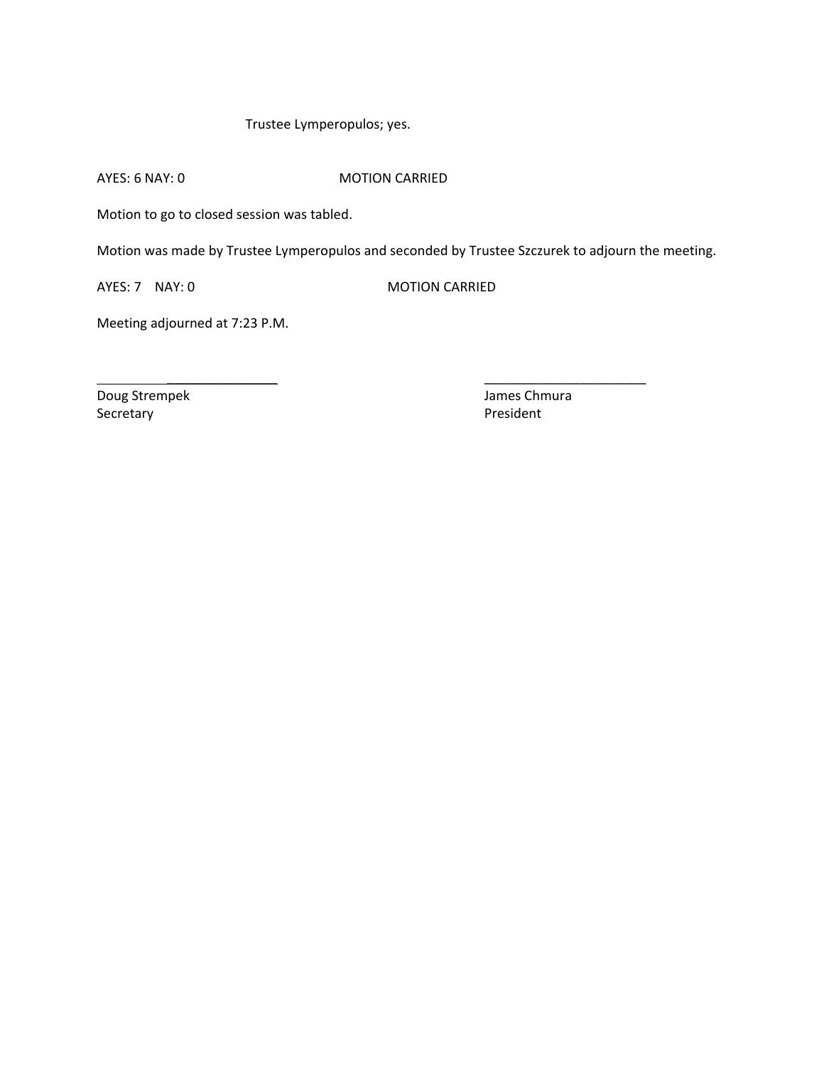Trustee Lymperopulos; yes.

AYES: 6 NAY: 0 MOTION CARRIED

Motion to go to closed session was tabled.

Motion was made by Trustee Lymperopulos and seconded by Trustee Szczurek to adjourn the meeting.

AYES: 7 NAY: 0 MOTION CARRIED

Meeting adjourned at 7:23 P.M.

________________________ ________________________

Doug Strempek
Secretary

James Chmura
President